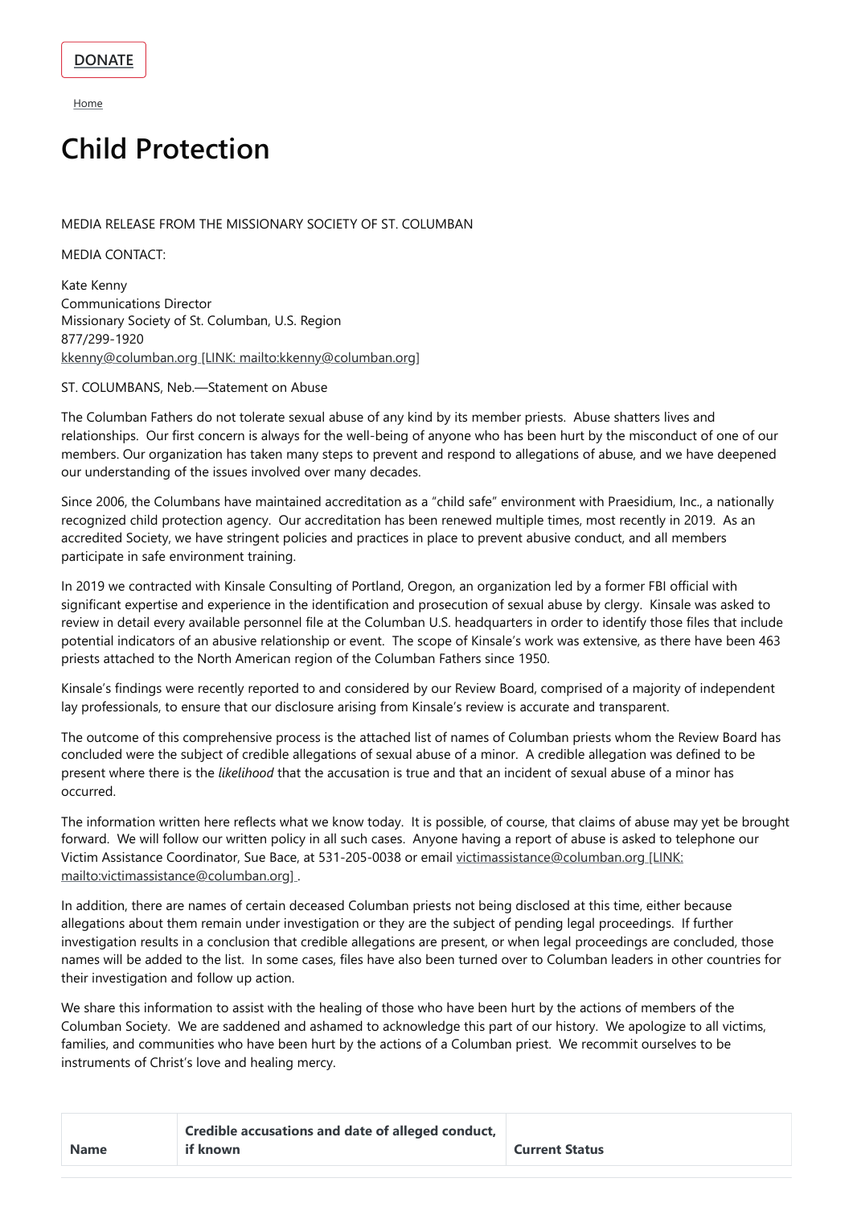DONATE

Home

# Child Protection

MEDIA RELEASE FROM THE MISSIONARY SOCIETY OF ST. COLUMBAN

MEDIA CONTACT:

Kate Kenny
Communications Director
Missionary Society of St. Columban, U.S. Region
877/299-1920
kkenny@columban.org [LINK: mailto:kkenny@columban.org]

ST. COLUMBANS, Neb.—Statement on Abuse

The Columban Fathers do not tolerate sexual abuse of any kind by its member priests. Abuse shatters lives and relationships. Our first concern is always for the well-being of anyone who has been hurt by the misconduct of one of our members. Our organization has taken many steps to prevent and respond to allegations of abuse, and we have deepened our understanding of the issues involved over many decades.

Since 2006, the Columbans have maintained accreditation as a "child safe" environment with Praesidium, Inc., a nationally recognized child protection agency. Our accreditation has been renewed multiple times, most recently in 2019. As an accredited Society, we have stringent policies and practices in place to prevent abusive conduct, and all members participate in safe environment training.

In 2019 we contracted with Kinsale Consulting of Portland, Oregon, an organization led by a former FBI official with significant expertise and experience in the identification and prosecution of sexual abuse by clergy. Kinsale was asked to review in detail every available personnel file at the Columban U.S. headquarters in order to identify those files that include potential indicators of an abusive relationship or event. The scope of Kinsale's work was extensive, as there have been 463 priests attached to the North American region of the Columban Fathers since 1950.

Kinsale's findings were recently reported to and considered by our Review Board, comprised of a majority of independent lay professionals, to ensure that our disclosure arising from Kinsale's review is accurate and transparent.

The outcome of this comprehensive process is the attached list of names of Columban priests whom the Review Board has concluded were the subject of credible allegations of sexual abuse of a minor. A credible allegation was defined to be present where there is the *likelihood* that the accusation is true and that an incident of sexual abuse of a minor has occurred.

The information written here reflects what we know today. It is possible, of course, that claims of abuse may yet be brought forward. We will follow our written policy in all such cases. Anyone having a report of abuse is asked to telephone our Victim Assistance Coordinator, Sue Bace, at 531-205-0038 or email victimassistance@columban.org [LINK: mailto:victimassistance@columban.org] .

In addition, there are names of certain deceased Columban priests not being disclosed at this time, either because allegations about them remain under investigation or they are the subject of pending legal proceedings. If further investigation results in a conclusion that credible allegations are present, or when legal proceedings are concluded, those names will be added to the list. In some cases, files have also been turned over to Columban leaders in other countries for their investigation and follow up action.

We share this information to assist with the healing of those who have been hurt by the actions of members of the Columban Society. We are saddened and ashamed to acknowledge this part of our history. We apologize to all victims, families, and communities who have been hurt by the actions of a Columban priest. We recommit ourselves to be instruments of Christ's love and healing mercy.

| Name | Credible accusations and date of alleged conduct, if known | Current Status |
|---|---|---|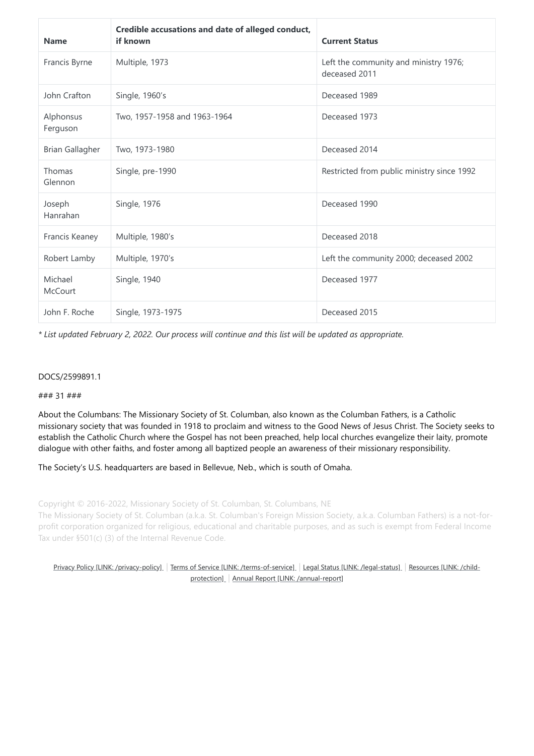| Name | Credible accusations and date of alleged conduct, if known | Current Status |
| --- | --- | --- |
| Francis Byrne | Multiple, 1973 | Left the community and ministry 1976; deceased 2011 |
| John Crafton | Single, 1960's | Deceased 1989 |
| Alphonsus Ferguson | Two, 1957-1958 and 1963-1964 | Deceased 1973 |
| Brian Gallagher | Two, 1973-1980 | Deceased 2014 |
| Thomas Glennon | Single, pre-1990 | Restricted from public ministry since 1992 |
| Joseph Hanrahan | Single, 1976 | Deceased 1990 |
| Francis Keaney | Multiple, 1980's | Deceased 2018 |
| Robert Lamby | Multiple, 1970's | Left the community 2000; deceased 2002 |
| Michael McCourt | Single, 1940 | Deceased 1977 |
| John F. Roche | Single, 1973-1975 | Deceased 2015 |

*\* List updated February 2, 2022. Our process will continue and this list will be updated as appropriate.*

DOCS/2599891.1

### 31 ###

About the Columbans: The Missionary Society of St. Columban, also known as the Columban Fathers, is a Catholic missionary society that was founded in 1918 to proclaim and witness to the Good News of Jesus Christ. The Society seeks to establish the Catholic Church where the Gospel has not been preached, help local churches evangelize their laity, promote dialogue with other faiths, and foster among all baptized people an awareness of their missionary responsibility.

The Society's U.S. headquarters are based in Bellevue, Neb., which is south of Omaha.

Copyright © 2016-2022, Missionary Society of St. Columban, St. Columbans, NE

The Missionary Society of St. Columban (a.k.a. St. Columban's Foreign Mission Society, a.k.a. Columban Fathers) is a not-for-profit corporation organized for religious, educational and charitable purposes, and as such is exempt from Federal Income Tax under §501(c) (3) of the Internal Revenue Code.

Privacy Policy [LINK: /privacy-policy] | Terms of Service [LINK: /terms-of-service] | Legal Status [LINK: /legal-status] | Resources [LINK: /child-protection] | Annual Report [LINK: /annual-report]